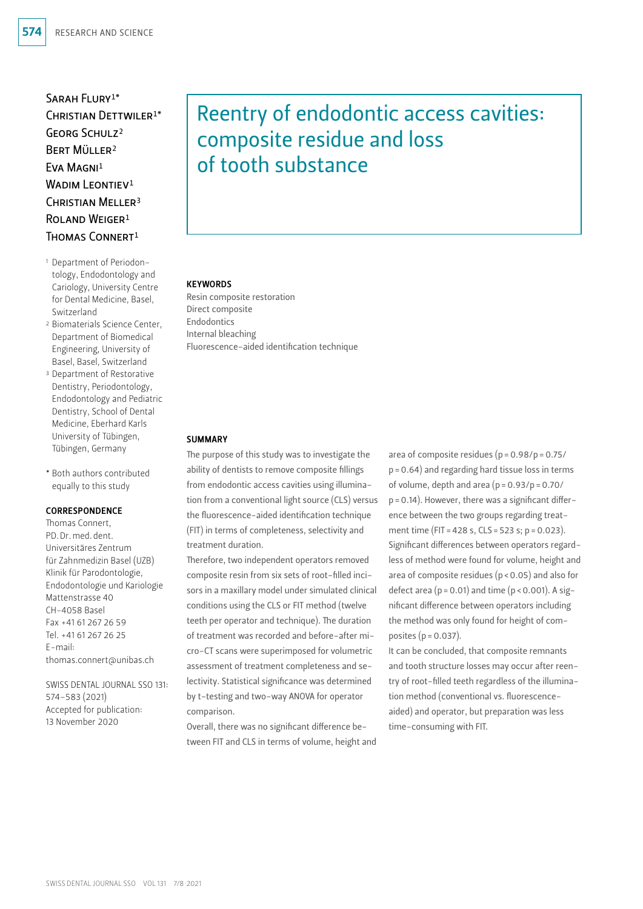# Reentry of endodontic access cavities: composite residue and loss of tooth substance

Sarah Flury[1*]
Christian Dettwiler[1*]
Georg Schulz[2]
Bert Müller[2]
Eva Magni[1]
Wadim Leontiev[1]
Christian Meller[3]
Roland Weiger[1]
Thomas Connert[1]

[1] Department of Periodontology, Endodontology and Cariology, University Centre for Dental Medicine, Basel, Switzerland
[2] Biomaterials Science Center, Department of Biomedical Engineering, University of Basel, Basel, Switzerland
[3] Department of Restorative Dentistry, Periodontology, Endodontology and Pediatric Dentistry, School of Dental Medicine, Eberhard Karls University of Tübingen, Tübingen, Germany

* Both authors contributed equally to this study

### CORRESPONDENCE

Thomas Connert,
PD. Dr. med. dent.
Universitäres Zentrum für Zahnmedizin Basel (UZB)
Klinik für Parodontologie, Endodontologie und Kariologie
Mattenstrasse 40
CH-4058 Basel
Fax +41 61 267 26 59
Tel. +41 61 267 26 25
E-mail: thomas.connert@unibas.ch

SWISS DENTAL JOURNAL SSO 131: 574–583 (2021)
Accepted for publication: 13 November 2020

### KEYWORDS

Resin composite restoration
Direct composite
Endodontics
Internal bleaching
Fluorescence-aided identification technique

### SUMMARY

The purpose of this study was to investigate the ability of dentists to remove composite fillings from endodontic access cavities using illumination from a conventional light source (CLS) versus the fluorescence-aided identification technique (FIT) in terms of completeness, selectivity and treatment duration.

Therefore, two independent operators removed composite resin from six sets of root-filled incisors in a maxillary model under simulated clinical conditions using the CLS or FIT method (twelve teeth per operator and technique). The duration of treatment was recorded and before-after micro-CT scans were superimposed for volumetric assessment of treatment completeness and selectivity. Statistical significance was determined by t-testing and two-way ANOVA for operator comparison.

Overall, there was no significant difference between FIT and CLS in terms of volume, height and area of composite residues ($p = 0.98$/$p = 0.75$/$p = 0.64$) and regarding hard tissue loss in terms of volume, depth and area ($p = 0.93$/$p = 0.70$/$p = 0.14$). However, there was a significant difference between the two groups regarding treatment time (FIT = 428 s, CLS = 523 s; $p = 0.023$). Significant differences between operators regardless of method were found for volume, height and area of composite residues ($p < 0.05$) and also for defect area ($p = 0.01$) and time ($p < 0.001$). A significant difference between operators including the method was only found for height of composites ($p = 0.037$).

It can be concluded, that composite remnants and tooth structure losses may occur after reentry of root-filled teeth regardless of the illumination method (conventional vs. fluorescence-aided) and operator, but preparation was less time-consuming with FIT.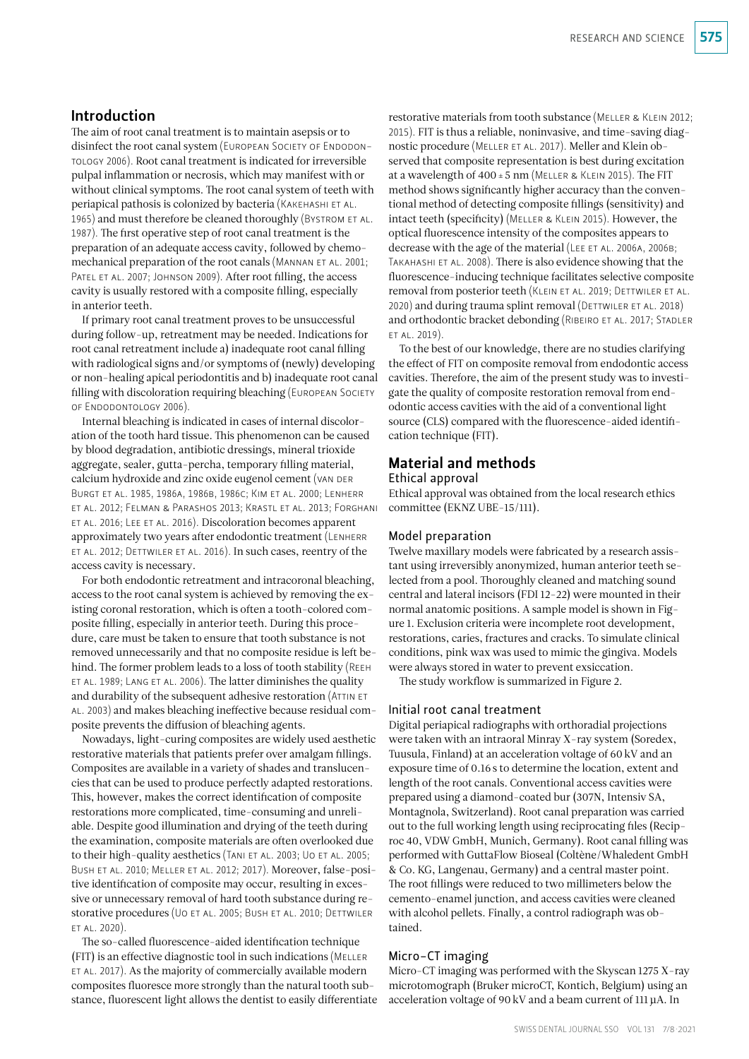## Introduction

The aim of root canal treatment is to maintain asepsis or to disinfect the root canal system (EUROPEAN SOCIETY OF ENDODONTOLOGY 2006). Root canal treatment is indicated for irreversible pulpal inflammation or necrosis, which may manifest with or without clinical symptoms. The root canal system of teeth with periapical pathosis is colonized by bacteria (KAKEHASHI ET AL. 1965) and must therefore be cleaned thoroughly (BYSTROM ET AL. 1987). The first operative step of root canal treatment is the preparation of an adequate access cavity, followed by chemomechanical preparation of the root canals (MANNAN ET AL. 2001; PATEL ET AL. 2007; JOHNSON 2009). After root filling, the access cavity is usually restored with a composite filling, especially in anterior teeth.

If primary root canal treatment proves to be unsuccessful during follow-up, retreatment may be needed. Indications for root canal retreatment include a) inadequate root canal filling with radiological signs and/or symptoms of (newly) developing or non-healing apical periodontitis and b) inadequate root canal filling with discoloration requiring bleaching (EUROPEAN SOCIETY OF ENDODONTOLOGY 2006).

Internal bleaching is indicated in cases of internal discoloration of the tooth hard tissue. This phenomenon can be caused by blood degradation, antibiotic dressings, mineral trioxide aggregate, sealer, gutta-percha, temporary filling material, calcium hydroxide and zinc oxide eugenol cement (VAN DER BURGT ET AL. 1985, 1986A, 1986B, 1986C; KIM ET AL. 2000; LENHERR ET AL. 2012; FELMAN & PARASHOS 2013; KRASTL ET AL. 2013; FORGHANI ET AL. 2016; LEE ET AL. 2016). Discoloration becomes apparent approximately two years after endodontic treatment (LENHERR ET AL. 2012; DETTWILER ET AL. 2016). In such cases, reentry of the access cavity is necessary.

For both endodontic retreatment and intracoronal bleaching, access to the root canal system is achieved by removing the existing coronal restoration, which is often a tooth-colored composite filling, especially in anterior teeth. During this procedure, care must be taken to ensure that tooth substance is not removed unnecessarily and that no composite residue is left behind. The former problem leads to a loss of tooth stability (REEH ET AL. 1989; LANG ET AL. 2006). The latter diminishes the quality and durability of the subsequent adhesive restoration (ATTIN ET AL. 2003) and makes bleaching ineffective because residual composite prevents the diffusion of bleaching agents.

Nowadays, light-curing composites are widely used aesthetic restorative materials that patients prefer over amalgam fillings. Composites are available in a variety of shades and translucencies that can be used to produce perfectly adapted restorations. This, however, makes the correct identification of composite restorations more complicated, time-consuming and unreliable. Despite good illumination and drying of the teeth during the examination, composite materials are often overlooked due to their high-quality aesthetics (TANI ET AL. 2003; UO ET AL. 2005; BUSH ET AL. 2010; MELLER ET AL. 2012; 2017). Moreover, false-positive identification of composite may occur, resulting in excessive or unnecessary removal of hard tooth substance during restorative procedures (UO ET AL. 2005; BUSH ET AL. 2010; DETTWILER ET AL. 2020).

The so-called fluorescence-aided identification technique (FIT) is an effective diagnostic tool in such indications (MELLER ET AL. 2017). As the majority of commercially available modern composites fluoresce more strongly than the natural tooth substance, fluorescent light allows the dentist to easily differentiate restorative materials from tooth substance (MELLER & KLEIN 2012; 2015). FIT is thus a reliable, noninvasive, and time-saving diagnostic procedure (MELLER ET AL. 2017). Meller and Klein observed that composite representation is best during excitation at a wavelength of 400 ± 5 nm (MELLER & KLEIN 2015). The FIT method shows significantly higher accuracy than the conventional method of detecting composite fillings (sensitivity) and intact teeth (specificity) (MELLER & KLEIN 2015). However, the optical fluorescence intensity of the composites appears to decrease with the age of the material (LEE ET AL. 2006A, 2006B; TAKAHASHI ET AL. 2008). There is also evidence showing that the fluorescence-inducing technique facilitates selective composite removal from posterior teeth (KLEIN ET AL. 2019; DETTWILER ET AL. 2020) and during trauma splint removal (DETTWILER ET AL. 2018) and orthodontic bracket debonding (RIBEIRO ET AL. 2017; STADLER ET AL. 2019).

To the best of our knowledge, there are no studies clarifying the effect of FIT on composite removal from endodontic access cavities. Therefore, the aim of the present study was to investigate the quality of composite restoration removal from endodontic access cavities with the aid of a conventional light source (CLS) compared with the fluorescence-aided identification technique (FIT).

## Material and methods

### Ethical approval

Ethical approval was obtained from the local research ethics committee (EKNZ UBE-15/111).

### Model preparation

Twelve maxillary models were fabricated by a research assistant using irreversibly anonymized, human anterior teeth selected from a pool. Thoroughly cleaned and matching sound central and lateral incisors (FDI 12–22) were mounted in their normal anatomic positions. A sample model is shown in Figure 1. Exclusion criteria were incomplete root development, restorations, caries, fractures and cracks. To simulate clinical conditions, pink wax was used to mimic the gingiva. Models were always stored in water to prevent exsiccation.

The study workflow is summarized in Figure 2.

### Initial root canal treatment

Digital periapical radiographs with orthoradial projections were taken with an intraoral Minray X-ray system (Soredex, Tuusula, Finland) at an acceleration voltage of 60 kV and an exposure time of 0.16 s to determine the location, extent and length of the root canals. Conventional access cavities were prepared using a diamond-coated bur (307N, Intensiv SA, Montagnola, Switzerland). Root canal preparation was carried out to the full working length using reciprocating files (Reciproc 40, VDW GmbH, Munich, Germany). Root canal filling was performed with GuttaFlow Bioseal (Coltène/Whaledent GmbH & Co. KG, Langenau, Germany) and a central master point. The root fillings were reduced to two millimeters below the cemento-enamel junction, and access cavities were cleaned with alcohol pellets. Finally, a control radiograph was obtained.

### Micro-CT imaging

Micro-CT imaging was performed with the Skyscan 1275 X-ray microtomograph (Bruker microCT, Kontich, Belgium) using an acceleration voltage of 90 kV and a beam current of 111 µA. In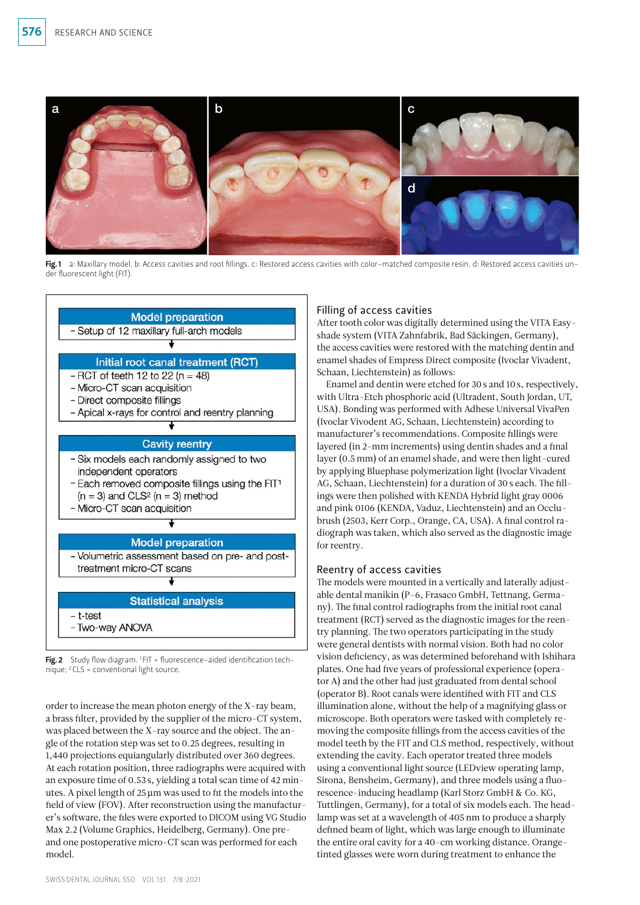Fig. 1 a: Maxillary model. b: Access cavities and root fillings. c: Restored access cavities with color-matched composite resin. d: Restored access cavities under fluorescent light (FIT).

**Model preparation**
- Setup of 12 maxillary full-arch models

**Initial root canal treatment (RCT)**
- RCT of teeth 12 to 22 (n = 48)
- Micro-CT scan acquisition
- Direct composite fillings
- Apical x-rays for control and reentry planning

**Cavity reentry**
- Six models each randomly assigned to two independent operators
- Each removed composite fillings using the FIT[1] (n = 3) and CLS[2] (n = 3) method
- Micro-CT scan acquisition

**Model preparation**
- Volumetric assessment based on pre- and post-treatment micro-CT scans

**Statistical analysis**
- t-test
- Two-way ANOVA

Fig. 2 Study flow diagram. [1]FIT = fluorescence-aided identification technique; [2]CLS = conventional light source.

order to increase the mean photon energy of the X-ray beam, a brass filter, provided by the supplier of the micro-CT system, was placed between the X-ray source and the object. The angle of the rotation step was set to 0.25 degrees, resulting in 1,440 projections equiangularly distributed over 360 degrees. At each rotation position, three radiographs were acquired with an exposure time of 0.53 s, yielding a total scan time of 42 minutes. A pixel length of 25 µm was used to fit the models into the field of view (FOV). After reconstruction using the manufacturer's software, the files were exported to DICOM using VG Studio Max 2.2 (Volume Graphics, Heidelberg, Germany). One pre- and one postoperative micro-CT scan was performed for each model.

## Filling of access cavities

After tooth color was digitally determined using the VITA Easyshade system (VITA Zahnfabrik, Bad Säckingen, Germany), the access cavities were restored with the matching dentin and enamel shades of Empress Direct composite (Ivoclar Vivadent, Schaan, Liechtenstein) as follows:

Enamel and dentin were etched for 30 s and 10 s, respectively, with Ultra-Etch phosphoric acid (Ultradent, South Jordan, UT, USA). Bonding was performed with Adhese Universal VivaPen (Ivoclar Vivodent AG, Schaan, Liechtenstein) according to manufacturer's recommendations. Composite fillings were layered (in 2-mm increments) using dentin shades and a final layer (0.5 mm) of an enamel shade, and were then light-cured by applying Bluephase polymerization light (Ivoclar Vivadent AG, Schaan, Liechtenstein) for a duration of 30 s each. The fillings were then polished with KENDA Hybrid light gray 0006 and pink 0106 (KENDA, Vaduz, Liechtenstein) and an Occlubrush (2503, Kerr Corp., Orange, CA, USA). A final control radiograph was taken, which also served as the diagnostic image for reentry.

## Reentry of access cavities

The models were mounted in a vertically and laterally adjustable dental manikin (P-6, Frasaco GmbH, Tettnang, Germany). The final control radiographs from the initial root canal treatment (RCT) served as the diagnostic images for the reentry planning. The two operators participating in the study were general dentists with normal vision. Both had no color vision deficiency, as was determined beforehand with Ishihara plates. One had five years of professional experience (operator A) and the other had just graduated from dental school (operator B). Root canals were identified with FIT and CLS illumination alone, without the help of a magnifying glass or microscope. Both operators were tasked with completely removing the composite fillings from the access cavities of the model teeth by the FIT and CLS method, respectively, without extending the cavity. Each operator treated three models using a conventional light source (LEDview operating lamp, Sirona, Bensheim, Germany), and three models using a fluorescence-inducing headlamp (Karl Storz GmbH & Co. KG, Tuttlingen, Germany), for a total of six models each. The headlamp was set at a wavelength of 405 nm to produce a sharply defined beam of light, which was large enough to illuminate the entire oral cavity for a 40-cm working distance. Orange-tinted glasses were worn during treatment to enhance the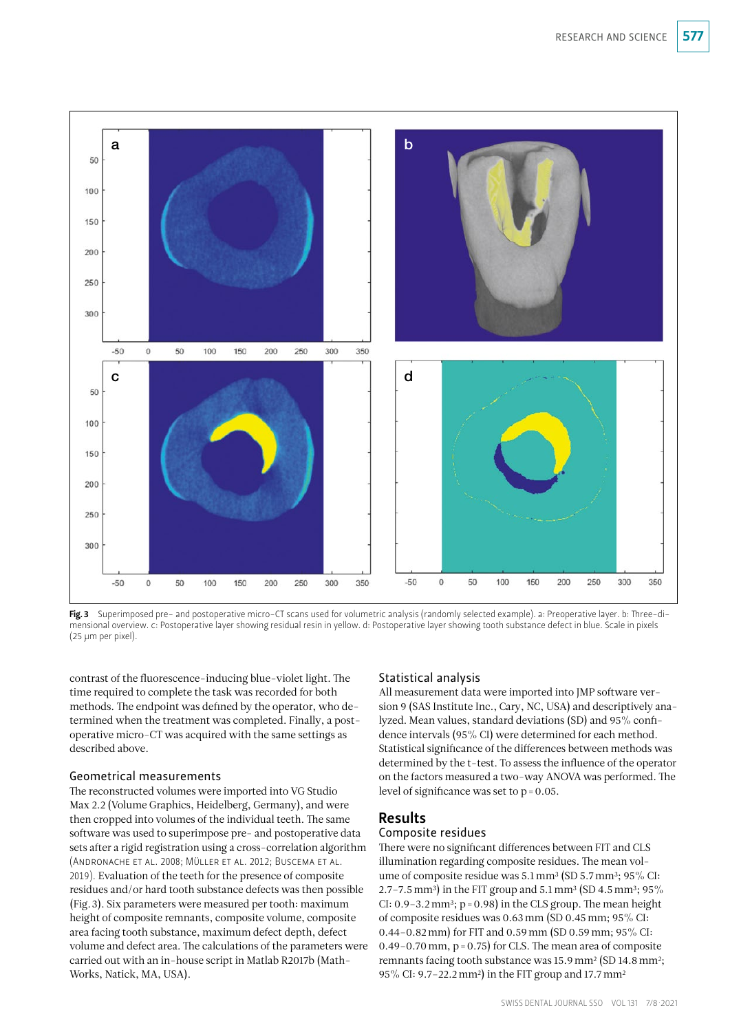**Fig. 3** Superimposed pre- and postoperative micro-CT scans used for volumetric analysis (randomly selected example). a: Preoperative layer. b: Three-dimensional overview. c: Postoperative layer showing residual resin in yellow. d: Postoperative layer showing tooth substance defect in blue. Scale in pixels (25 µm per pixel).

contrast of the fluorescence-inducing blue-violet light. The time required to complete the task was recorded for both methods. The endpoint was defined by the operator, who determined when the treatment was completed. Finally, a postoperative micro-CT was acquired with the same settings as described above.

### Geometrical measurements

The reconstructed volumes were imported into VG Studio Max 2.2 (Volume Graphics, Heidelberg, Germany), and were then cropped into volumes of the individual teeth. The same software was used to superimpose pre- and postoperative data sets after a rigid registration using a cross-correlation algorithm (Andronache et al. 2008; Müller et al. 2012; Buscema et al. 2019). Evaluation of the teeth for the presence of composite residues and/or hard tooth substance defects was then possible (Fig. 3). Six parameters were measured per tooth: maximum height of composite remnants, composite volume, composite area facing tooth substance, maximum defect depth, defect volume and defect area. The calculations of the parameters were carried out with an in-house script in Matlab R2017b (MathWorks, Natick, MA, USA).

### Statistical analysis

All measurement data were imported into JMP software version 9 (SAS Institute Inc., Cary, NC, USA) and descriptively analyzed. Mean values, standard deviations (SD) and 95% confidence intervals (95% CI) were determined for each method. Statistical significance of the differences between methods was determined by the t-test. To assess the influence of the operator on the factors measured a two-way ANOVA was performed. The level of significance was set to $p = 0.05$.

## Results

### Composite residues

There were no significant differences between FIT and CLS illumination regarding composite residues. The mean volume of composite residue was 5.1 mm³ (SD 5.7 mm³; 95% CI: 2.7–7.5 mm³) in the FIT group and 5.1 mm³ (SD 4.5 mm³; 95% CI: 0.9–3.2 mm³; $p = 0.98$) in the CLS group. The mean height of composite residues was 0.63 mm (SD 0.45 mm; 95% CI: 0.44–0.82 mm) for FIT and 0.59 mm (SD 0.59 mm; 95% CI: 0.49–0.70 mm, $p = 0.75$) for CLS. The mean area of composite remnants facing tooth substance was 15.9 mm² (SD 14.8 mm²; 95% CI: 9.7–22.2 mm²) in the FIT group and 17.7 mm²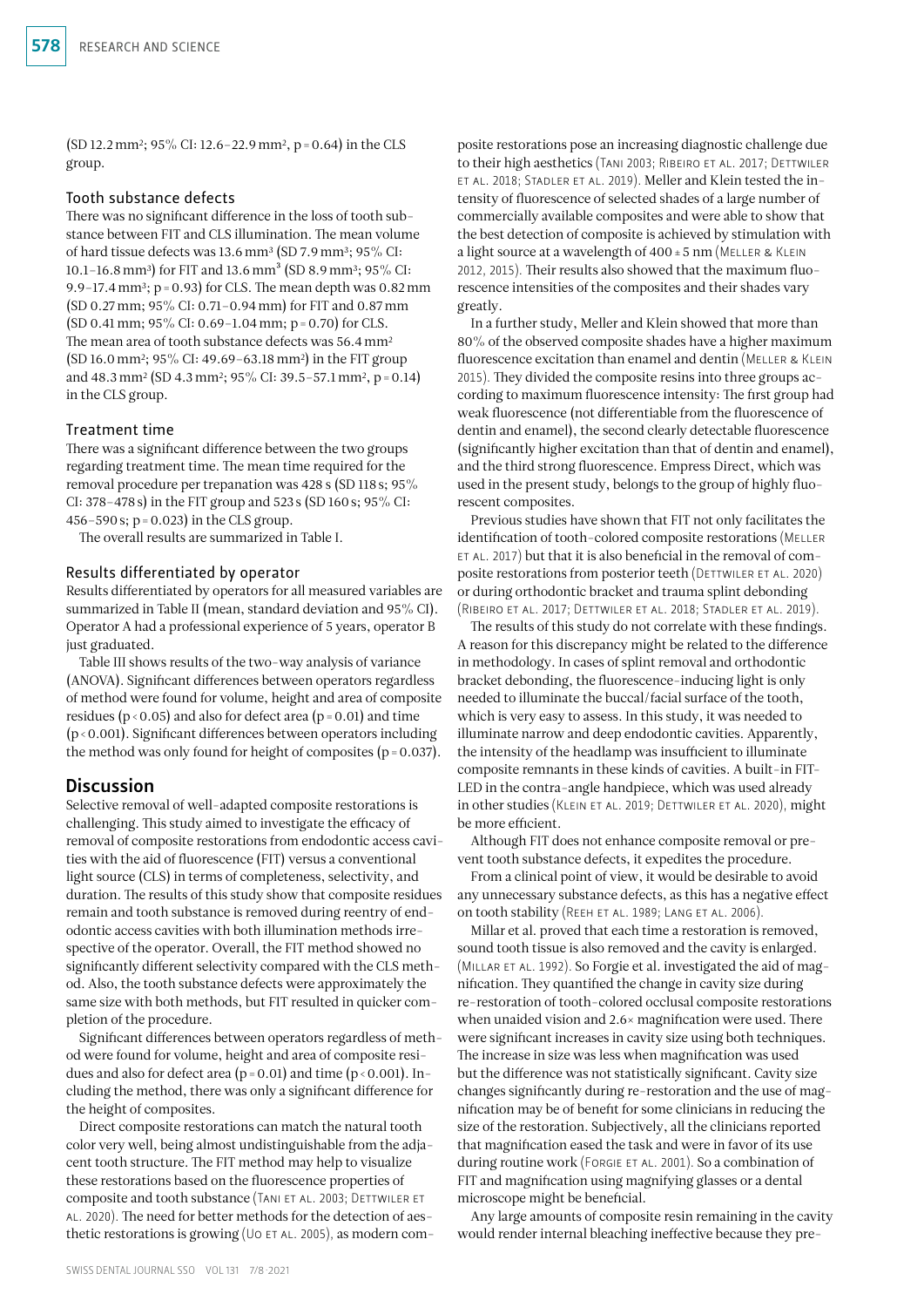(SD 12.2 mm²; 95% CI: 12.6–22.9 mm², p = 0.64) in the CLS group.

### Tooth substance defects

There was no significant difference in the loss of tooth substance between FIT and CLS illumination. The mean volume of hard tissue defects was 13.6 mm³ (SD 7.9 mm³; 95% CI: 10.1–16.8 mm³) for FIT and 13.6 mm³ (SD 8.9 mm³; 95% CI: 9.9–17.4 mm³; p = 0.93) for CLS. The mean depth was 0.82 mm (SD 0.27 mm; 95% CI: 0.71–0.94 mm) for FIT and 0.87 mm (SD 0.41 mm; 95% CI: 0.69–1.04 mm; p = 0.70) for CLS. The mean area of tooth substance defects was 56.4 mm² (SD 16.0 mm²; 95% CI: 49.69–63.18 mm²) in the FIT group and 48.3 mm² (SD 4.3 mm²; 95% CI: 39.5–57.1 mm², p = 0.14) in the CLS group.

### Treatment time

There was a significant difference between the two groups regarding treatment time. The mean time required for the removal procedure per trepanation was 428 s (SD 118 s; 95% CI: 378–478 s) in the FIT group and 523 s (SD 160 s; 95% CI: 456–590 s; p = 0.023) in the CLS group.

The overall results are summarized in Table I.

### Results differentiated by operator

Results differentiated by operators for all measured variables are summarized in Table II (mean, standard deviation and 95% CI). Operator A had a professional experience of 5 years, operator B just graduated.

Table III shows results of the two-way analysis of variance (ANOVA). Significant differences between operators regardless of method were found for volume, height and area of composite residues ($p < 0.05$) and also for defect area ($p = 0.01$) and time ($p < 0.001$). Significant differences between operators including the method was only found for height of composites ($p = 0.037$).

## Discussion

Selective removal of well-adapted composite restorations is challenging. This study aimed to investigate the efficacy of removal of composite restorations from endodontic access cavities with the aid of fluorescence (FIT) versus a conventional light source (CLS) in terms of completeness, selectivity, and duration. The results of this study show that composite residues remain and tooth substance is removed during reentry of endodontic access cavities with both illumination methods irrespective of the operator. Overall, the FIT method showed no significantly different selectivity compared with the CLS method. Also, the tooth substance defects were approximately the same size with both methods, but FIT resulted in quicker completion of the procedure.

Significant differences between operators regardless of method were found for volume, height and area of composite residues and also for defect area ($p = 0.01$) and time ($p < 0.001$). Including the method, there was only a significant difference for the height of composites.

Direct composite restorations can match the natural tooth color very well, being almost undistinguishable from the adjacent tooth structure. The FIT method may help to visualize these restorations based on the fluorescence properties of composite and tooth substance (Tani et al. 2003; Dettwiler et al. 2020). The need for better methods for the detection of aesthetic restorations is growing (Uo et al. 2005), as modern composite restorations pose an increasing diagnostic challenge due to their high aesthetics (Tani 2003; Ribeiro et al. 2017; Dettwiler et al. 2018; Stadler et al. 2019). Meller and Klein tested the intensity of fluorescence of selected shades of a large number of commercially available composites and were able to show that the best detection of composite is achieved by stimulation with a light source at a wavelength of 400 ± 5 nm (Meller & Klein 2012, 2015). Their results also showed that the maximum fluorescence intensities of the composites and their shades vary greatly.

In a further study, Meller and Klein showed that more than 80% of the observed composite shades have a higher maximum fluorescence excitation than enamel and dentin (Meller & Klein 2015). They divided the composite resins into three groups according to maximum fluorescence intensity: The first group had weak fluorescence (not differentiable from the fluorescence of dentin and enamel), the second clearly detectable fluorescence (significantly higher excitation than that of dentin and enamel), and the third strong fluorescence. Empress Direct, which was used in the present study, belongs to the group of highly fluorescent composites.

Previous studies have shown that FIT not only facilitates the identification of tooth-colored composite restorations (Meller et al. 2017) but that it is also beneficial in the removal of composite restorations from posterior teeth (Dettwiler et al. 2020) or during orthodontic bracket and trauma splint debonding (Ribeiro et al. 2017; Dettwiler et al. 2018; Stadler et al. 2019).

The results of this study do not correlate with these findings. A reason for this discrepancy might be related to the difference in methodology. In cases of splint removal and orthodontic bracket debonding, the fluorescence-inducing light is only needed to illuminate the buccal/facial surface of the tooth, which is very easy to assess. In this study, it was needed to illuminate narrow and deep endodontic cavities. Apparently, the intensity of the headlamp was insufficient to illuminate composite remnants in these kinds of cavities. A built-in FIT-LED in the contra-angle handpiece, which was used already in other studies (Klein et al. 2019; Dettwiler et al. 2020), might be more efficient.

Although FIT does not enhance composite removal or prevent tooth substance defects, it expedites the procedure.

From a clinical point of view, it would be desirable to avoid any unnecessary substance defects, as this has a negative effect on tooth stability (Reeh et al. 1989; Lang et al. 2006).

Millar et al. proved that each time a restoration is removed, sound tooth tissue is also removed and the cavity is enlarged. (Millar et al. 1992). So Forgie et al. investigated the aid of magnification. They quantified the change in cavity size during re-restoration of tooth-colored occlusal composite restorations when unaided vision and 2.6× magnification were used. There were significant increases in cavity size using both techniques. The increase in size was less when magnification was used but the difference was not statistically significant. Cavity size changes significantly during re-restoration and the use of magnification may be of benefit for some clinicians in reducing the size of the restoration. Subjectively, all the clinicians reported that magnification eased the task and were in favor of its use during routine work (Forgie et al. 2001). So a combination of FIT and magnification using magnifying glasses or a dental microscope might be beneficial.

Any large amounts of composite resin remaining in the cavity would render internal bleaching ineffective because they pre-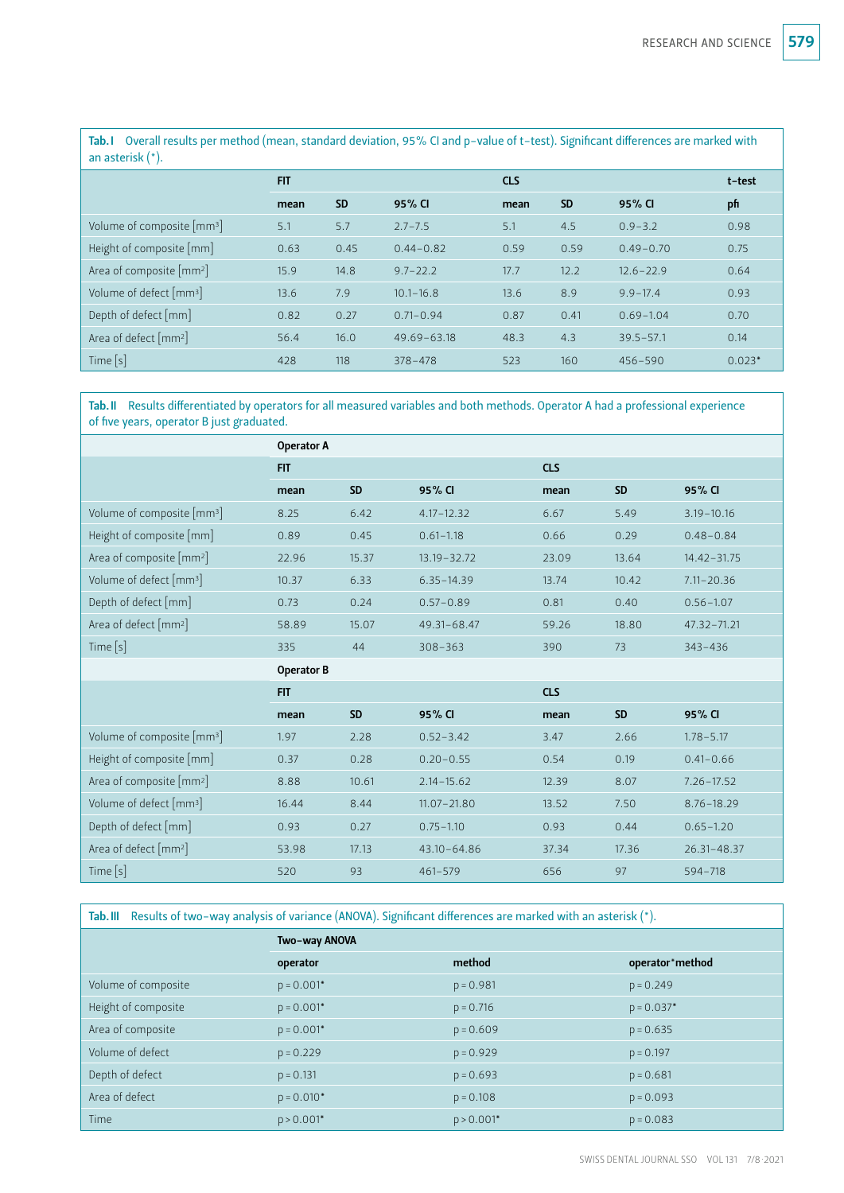**Tab. I** Overall results per method (mean, standard deviation, 95% CI and p-value of t-test). Significant differences are marked with an asterisk (*).

| | FIT | | | CLS | | | t-test |
|---|---|---|---|---|---|---|---|
| | mean | SD | 95% CI | mean | SD | 95% CI | pfi |
| Volume of composite [mm³] | 5.1 | 5.7 | 2.7–7.5 | 5.1 | 4.5 | 0.9–3.2 | 0.98 |
| Height of composite [mm] | 0.63 | 0.45 | 0.44–0.82 | 0.59 | 0.59 | 0.49–0.70 | 0.75 |
| Area of composite [mm²] | 15.9 | 14.8 | 9.7–22.2 | 17.7 | 12.2 | 12.6–22.9 | 0.64 |
| Volume of defect [mm³] | 13.6 | 7.9 | 10.1–16.8 | 13.6 | 8.9 | 9.9–17.4 | 0.93 |
| Depth of defect [mm] | 0.82 | 0.27 | 0.71–0.94 | 0.87 | 0.41 | 0.69–1.04 | 0.70 |
| Area of defect [mm²] | 56.4 | 16.0 | 49.69–63.18 | 48.3 | 4.3 | 39.5–57.1 | 0.14 |
| Time [s] | 428 | 118 | 378–478 | 523 | 160 | 456–590 | 0.023* |

**Tab. II** Results differentiated by operators for all measured variables and both methods. Operator A had a professional experience of five years, operator B just graduated.

| | Operator A | | | | | |
|---|---|---|---|---|---|---|
| | FIT | | | CLS | | |
| | mean | SD | 95% CI | mean | SD | 95% CI |
| Volume of composite [mm³] | 8.25 | 6.42 | 4.17–12.32 | 6.67 | 5.49 | 3.19–10.16 |
| Height of composite [mm] | 0.89 | 0.45 | 0.61–1.18 | 0.66 | 0.29 | 0.48–0.84 |
| Area of composite [mm²] | 22.96 | 15.37 | 13.19–32.72 | 23.09 | 13.64 | 14.42–31.75 |
| Volume of defect [mm³] | 10.37 | 6.33 | 6.35–14.39 | 13.74 | 10.42 | 7.11–20.36 |
| Depth of defect [mm] | 0.73 | 0.24 | 0.57–0.89 | 0.81 | 0.40 | 0.56–1.07 |
| Area of defect [mm²] | 58.89 | 15.07 | 49.31–68.47 | 59.26 | 18.80 | 47.32–71.21 |
| Time [s] | 335 | 44 | 308–363 | 390 | 73 | 343–436 |
| | **Operator B** | | | | | |
| | FIT | | | CLS | | |
| | mean | SD | 95% CI | mean | SD | 95% CI |
| Volume of composite [mm³] | 1.97 | 2.28 | 0.52–3.42 | 3.47 | 2.66 | 1.78–5.17 |
| Height of composite [mm] | 0.37 | 0.28 | 0.20–0.55 | 0.54 | 0.19 | 0.41–0.66 |
| Area of composite [mm²] | 8.88 | 10.61 | 2.14–15.62 | 12.39 | 8.07 | 7.26–17.52 |
| Volume of defect [mm³] | 16.44 | 8.44 | 11.07–21.80 | 13.52 | 7.50 | 8.76–18.29 |
| Depth of defect [mm] | 0.93 | 0.27 | 0.75–1.10 | 0.93 | 0.44 | 0.65–1.20 |
| Area of defect [mm²] | 53.98 | 17.13 | 43.10–64.86 | 37.34 | 17.36 | 26.31–48.37 |
| Time [s] | 520 | 93 | 461–579 | 656 | 97 | 594–718 |

**Tab. III** Results of two-way analysis of variance (ANOVA). Significant differences are marked with an asterisk (*).

| | Two-way ANOVA | | |
|---|---|---|---|
| | operator | method | operator*method |
| Volume of composite | p = 0.001* | p = 0.981 | p = 0.249 |
| Height of composite | p = 0.001* | p = 0.716 | p = 0.037* |
| Area of composite | p = 0.001* | p = 0.609 | p = 0.635 |
| Volume of defect | p = 0.229 | p = 0.929 | p = 0.197 |
| Depth of defect | p = 0.131 | p = 0.693 | p = 0.681 |
| Area of defect | p = 0.010* | p = 0.108 | p = 0.093 |
| Time | p > 0.001* | p > 0.001* | p = 0.083 |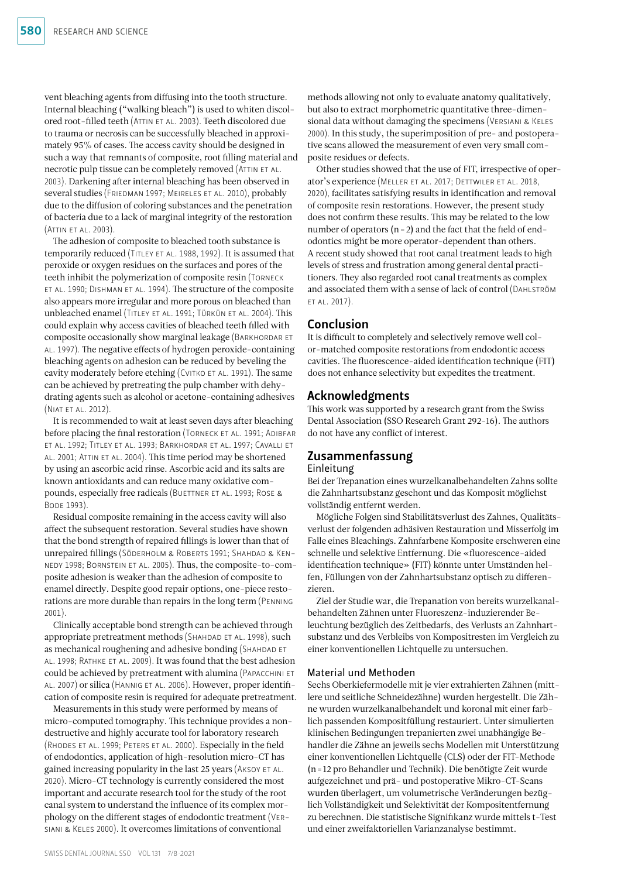vent bleaching agents from diffusing into the tooth structure. Internal bleaching ("walking bleach") is used to whiten discolored root-filled teeth (Attin et al. 2003). Teeth discolored due to trauma or necrosis can be successfully bleached in approximately 95% of cases. The access cavity should be designed in such a way that remnants of composite, root filling material and necrotic pulp tissue can be completely removed (Attin et al. 2003). Darkening after internal bleaching has been observed in several studies (Friedman 1997; Meireles et al. 2010), probably due to the diffusion of coloring substances and the penetration of bacteria due to a lack of marginal integrity of the restoration (Attin et al. 2003).

The adhesion of composite to bleached tooth substance is temporarily reduced (Titley et al. 1988, 1992). It is assumed that peroxide or oxygen residues on the surfaces and pores of the teeth inhibit the polymerization of composite resin (Torneck et al. 1990; Dishman et al. 1994). The structure of the composite also appears more irregular and more porous on bleached than unbleached enamel (Titley et al. 1991; Türkün et al. 2004). This could explain why access cavities of bleached teeth filled with composite occasionally show marginal leakage (Barkhordar et al. 1997). The negative effects of hydrogen peroxide-containing bleaching agents on adhesion can be reduced by beveling the cavity moderately before etching (Cvitko et al. 1991). The same can be achieved by pretreating the pulp chamber with dehydrating agents such as alcohol or acetone-containing adhesives (Niat et al. 2012).

It is recommended to wait at least seven days after bleaching before placing the final restoration (Torneck et al. 1991; Adibfar et al. 1992; Titley et al. 1993; Barkhordar et al. 1997; Cavalli et al. 2001; Attin et al. 2004). This time period may be shortened by using an ascorbic acid rinse. Ascorbic acid and its salts are known antioxidants and can reduce many oxidative compounds, especially free radicals (Buettner et al. 1993; Rose & Bode 1993).

Residual composite remaining in the access cavity will also affect the subsequent restoration. Several studies have shown that the bond strength of repaired fillings is lower than that of unrepaired fillings (Söderholm & Roberts 1991; Shahdad & Kennedy 1998; Bornstein et al. 2005). Thus, the composite-to-composite adhesion is weaker than the adhesion of composite to enamel directly. Despite good repair options, one-piece restorations are more durable than repairs in the long term (Penning 2001).

Clinically acceptable bond strength can be achieved through appropriate pretreatment methods (Shahdad et al. 1998), such as mechanical roughening and adhesive bonding (Shahdad et al. 1998; Rathke et al. 2009). It was found that the best adhesion could be achieved by pretreatment with alumina (Papacchini et al. 2007) or silica (Hannig et al. 2006). However, proper identification of composite resin is required for adequate pretreatment.

Measurements in this study were performed by means of micro-computed tomography. This technique provides a non-destructive and highly accurate tool for laboratory research (Rhodes et al. 1999; Peters et al. 2000). Especially in the field of endodontics, application of high-resolution micro-CT has gained increasing popularity in the last 25 years (Aksoy et al. 2020). Micro-CT technology is currently considered the most important and accurate research tool for the study of the root canal system to understand the influence of its complex morphology on the different stages of endodontic treatment (Versiani & Keles 2000). It overcomes limitations of conventional methods allowing not only to evaluate anatomy qualitatively, but also to extract morphometric quantitative three-dimensional data without damaging the specimens (Versiani & Keles 2000). In this study, the superimposition of pre- and postoperative scans allowed the measurement of even very small composite residues or defects.

Other studies showed that the use of FIT, irrespective of operator's experience (Meller et al. 2017; Dettwiler et al. 2018, 2020), facilitates satisfying results in identification and removal of composite resin restorations. However, the present study does not confirm these results. This may be related to the low number of operators (n=2) and the fact that the field of endodontics might be more operator-dependent than others. A recent study showed that root canal treatment leads to high levels of stress and frustration among general dental practitioners. They also regarded root canal treatments as complex and associated them with a sense of lack of control (Dahlström et al. 2017).

## Conclusion

It is difficult to completely and selectively remove well color-matched composite restorations from endodontic access cavities. The fluorescence-aided identification technique (FIT) does not enhance selectivity but expedites the treatment.

## Acknowledgments

This work was supported by a research grant from the Swiss Dental Association (SSO Research Grant 292-16). The authors do not have any conflict of interest.

## Zusammenfassung

### Einleitung

Bei der Trepanation eines wurzelkanalbehandelten Zahns sollte die Zahnhartsubstanz geschont und das Komposit möglichst vollständig entfernt werden.

Mögliche Folgen sind Stabilitätsverlust des Zahnes, Qualitätsverlust der folgenden adhäsiven Restauration und Misserfolg im Falle eines Bleachings. Zahnfarbene Komposite erschweren eine schnelle und selektive Entfernung. Die «fluorescence-aided identification technique» (FIT) könnte unter Umständen helfen, Füllungen von der Zahnhartsubstanz optisch zu differenzieren.

Ziel der Studie war, die Trepanation von bereits wurzelkanalbehandelten Zähnen unter Fluoreszenz-induzierender Beleuchtung bezüglich des Zeitbedarfs, des Verlusts an Zahnhartsubstanz und des Verbleibs von Kompositresten im Vergleich zu einer konventionellen Lichtquelle zu untersuchen.

### Material und Methoden

Sechs Oberkiefermodelle mit je vier extrahierten Zähnen (mittlere und seitliche Schneidezähne) wurden hergestellt. Die Zähne wurden wurzelkanalbehandelt und koronal mit einer farblich passenden Kompositfüllung restauriert. Unter simulierten klinischen Bedingungen trepanierten zwei unabhängige Behandler die Zähne an jeweils sechs Modellen mit Unterstützung einer konventionellen Lichtquelle (CLS) oder der FIT-Methode (n=12 pro Behandler und Technik). Die benötigte Zeit wurde aufgezeichnet und prä- und postoperative Mikro-CT-Scans wurden überlagert, um volumetrische Veränderungen bezüglich Vollständigkeit und Selektivität der Kompositentfernung zu berechnen. Die statistische Signifikanz wurde mittels t-Test und einer zweifaktoriellen Varianzanalyse bestimmt.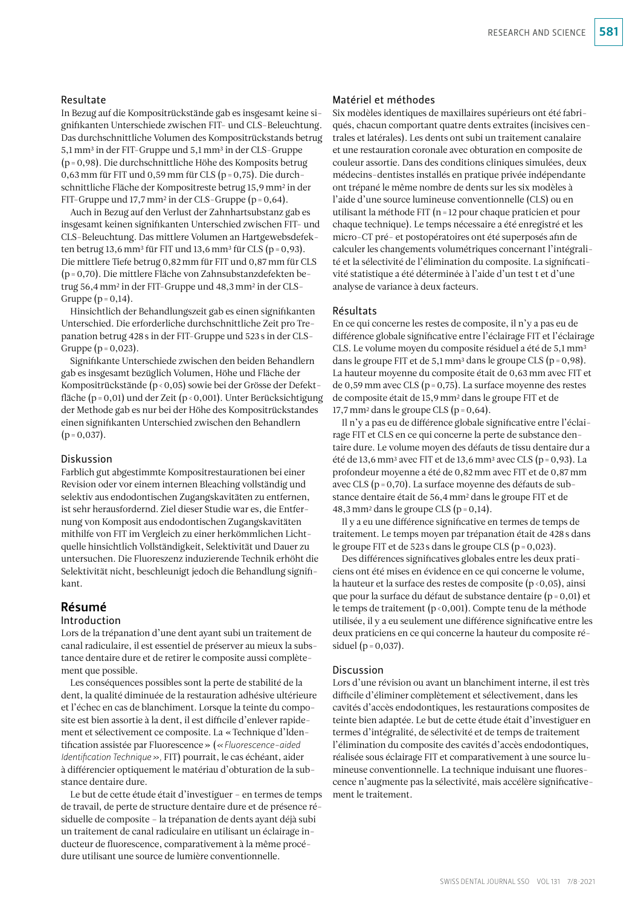### Resultate

In Bezug auf die Kompositrückstände gab es insgesamt keine signifikanten Unterschiede zwischen FIT- und CLS-Beleuchtung. Das durchschnittliche Volumen des Kompositrückstands betrug 5,1 mm³ in der FIT-Gruppe und 5,1 mm³ in der CLS-Gruppe (p = 0,98). Die durchschnittliche Höhe des Komposits betrug 0,63 mm für FIT und 0,59 mm für CLS (p = 0,75). Die durchschnittliche Fläche der Kompositreste betrug 15,9 mm² in der FIT-Gruppe und 17,7 mm² in der CLS-Gruppe (p = 0,64).

Auch in Bezug auf den Verlust der Zahnhartsubstanz gab es insgesamt keinen signifikanten Unterschied zwischen FIT- und CLS-Beleuchtung. Das mittlere Volumen an Hartgewebsdefekten betrug 13,6 mm³ für FIT und 13,6 mm³ für CLS (p = 0,93). Die mittlere Tiefe betrug 0,82 mm für FIT und 0,87 mm für CLS (p = 0,70). Die mittlere Fläche von Zahnsubstanzdefekten betrug 56,4 mm² in der FIT-Gruppe und 48,3 mm² in der CLS-Gruppe (p = 0,14).

Hinsichtlich der Behandlungszeit gab es einen signifikanten Unterschied. Die erforderliche durchschnittliche Zeit pro Trepanation betrug 428 s in der FIT-Gruppe und 523 s in der CLS-Gruppe (p = 0,023).

Signifikante Unterschiede zwischen den beiden Behandlern gab es insgesamt bezüglich Volumen, Höhe und Fläche der Kompositrückstände (p < 0,05) sowie bei der Grösse der Defektfläche (p = 0,01) und der Zeit (p < 0,001). Unter Berücksichtigung der Methode gab es nur bei der Höhe des Kompositrückstandes einen signifikanten Unterschied zwischen den Behandlern (p = 0,037).

### Diskussion

Farblich gut abgestimmte Kompositrestaurationen bei einer Revision oder vor einem internen Bleaching vollständig und selektiv aus endodontischen Zugangskavitäten zu entfernen, ist sehr herausfordernd. Ziel dieser Studie war es, die Entfernung von Komposit aus endodontischen Zugangskavitäten mithilfe von FIT im Vergleich zu einer herkömmlichen Lichtquelle hinsichtlich Vollständigkeit, Selektivität und Dauer zu untersuchen. Die Fluoreszenz induzierende Technik erhöht die Selektivität nicht, beschleunigt jedoch die Behandlung signifikant.

## Résumé

### Introduction

Lors de la trépanation d'une dent ayant subi un traitement de canal radiculaire, il est essentiel de préserver au mieux la substance dentaire dure et de retirer le composite aussi complètement que possible.

Les conséquences possibles sont la perte de stabilité de la dent, la qualité diminuée de la restauration adhésive ultérieure et l'échec en cas de blanchiment. Lorsque la teinte du composite est bien assortie à la dent, il est difficile d'enlever rapidement et sélectivement ce composite. La « Technique d'Identification assistée par Fluorescence » (« *Fluorescence-aided Identification Technique* », FIT) pourrait, le cas échéant, aider à différencier optiquement le matériau d'obturation de la substance dentaire dure.

Le but de cette étude était d'investiguer – en termes de temps de travail, de perte de structure dentaire dure et de présence résiduelle de composite – la trépanation de dents ayant déjà subi un traitement de canal radiculaire en utilisant un éclairage inducteur de fluorescence, comparativement à la même procédure utilisant une source de lumière conventionnelle.

### Matériel et méthodes

Six modèles identiques de maxillaires supérieurs ont été fabriqués, chacun comportant quatre dents extraites (incisives centrales et latérales). Les dents ont subi un traitement canalaire et une restauration coronale avec obturation en composite de couleur assortie. Dans des conditions cliniques simulées, deux médecins-dentistes installés en pratique privée indépendante ont trépané le même nombre de dents sur les six modèles à l'aide d'une source lumineuse conventionnelle (CLS) ou en utilisant la méthode FIT (n = 12 pour chaque praticien et pour chaque technique). Le temps nécessaire a été enregistré et les micro-CT pré- et postopératoires ont été superposés afin de calculer les changements volumétriques concernant l'intégralité et la sélectivité de l'élimination du composite. La significativité statistique a été déterminée à l'aide d'un test t et d'une analyse de variance à deux facteurs.

### Résultats

En ce qui concerne les restes de composite, il n'y a pas eu de différence globale significative entre l'éclairage FIT et l'éclairage CLS. Le volume moyen du composite résiduel a été de 5,1 mm³ dans le groupe FIT et de 5,1 mm³ dans le groupe CLS (p = 0,98). La hauteur moyenne du composite était de 0,63 mm avec FIT et de 0,59 mm avec CLS (p = 0,75). La surface moyenne des restes de composite était de 15,9 mm² dans le groupe FIT et de 17,7 mm² dans le groupe CLS (p = 0,64).

Il n'y a pas eu de différence globale significative entre l'éclairage FIT et CLS en ce qui concerne la perte de substance dentaire dure. Le volume moyen des défauts de tissu dentaire dur a été de 13,6 mm³ avec FIT et de 13,6 mm³ avec CLS (p = 0,93). La profondeur moyenne a été de 0,82 mm avec FIT et de 0,87 mm avec CLS (p = 0,70). La surface moyenne des défauts de substance dentaire était de 56,4 mm² dans le groupe FIT et de 48,3 mm² dans le groupe CLS (p = 0,14).

Il y a eu une différence significative en termes de temps de traitement. Le temps moyen par trépanation était de 428 s dans le groupe FIT et de 523 s dans le groupe CLS (p = 0,023).

Des différences significatives globales entre les deux praticiens ont été mises en évidence en ce qui concerne le volume, la hauteur et la surface des restes de composite (p < 0,05), ainsi que pour la surface du défaut de substance dentaire (p = 0,01) et le temps de traitement (p < 0,001). Compte tenu de la méthode utilisée, il y a eu seulement une différence significative entre les deux praticiens en ce qui concerne la hauteur du composite résiduel (p = 0,037).

### Discussion

Lors d'une révision ou avant un blanchiment interne, il est très difficile d'éliminer complètement et sélectivement, dans les cavités d'accès endodontiques, les restaurations composites de teinte bien adaptée. Le but de cette étude était d'investiguer en termes d'intégralité, de sélectivité et de temps de traitement l'élimination du composite des cavités d'accès endodontiques, réalisée sous éclairage FIT et comparativement à une source lumineuse conventionnelle. La technique induisant une fluorescence n'augmente pas la sélectivité, mais accélère significativement le traitement.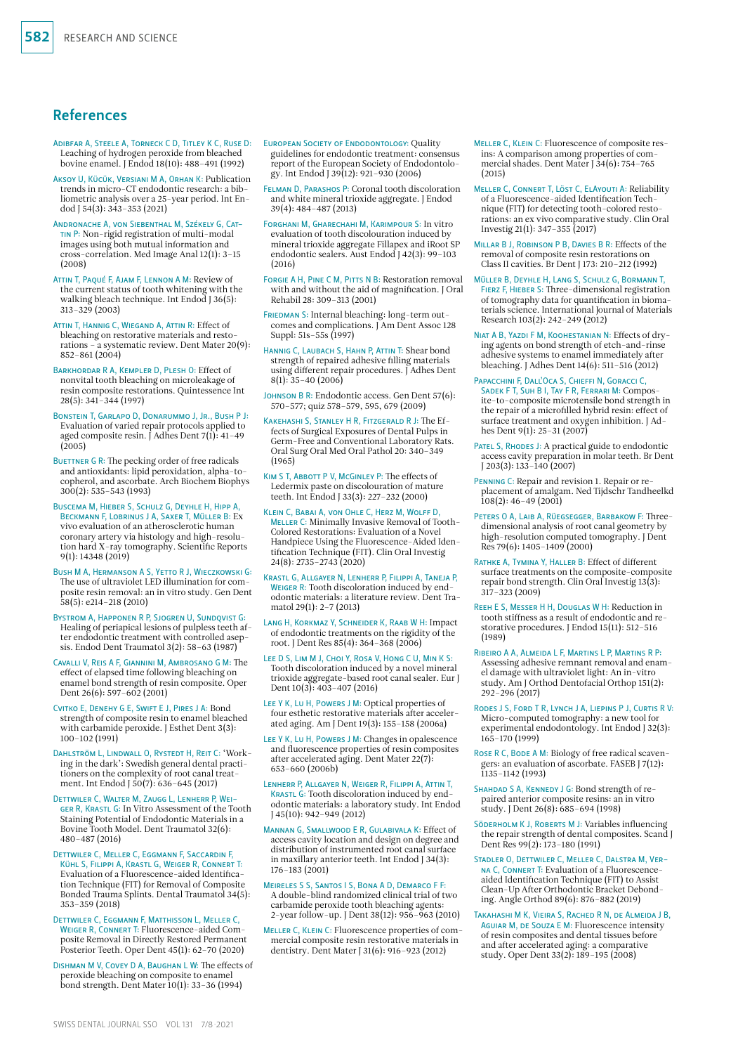## References

Adibfar A, Steele A, Torneck C D, Titley K C, Ruse D: Leaching of hydrogen peroxide from bleached bovine enamel. J Endod 18(10): 488–491 (1992)

Aksoy U, Kücük, Versiani M A, Orhan K: Publication trends in micro-CT endodontic research: a bibliometric analysis over a 25-year period. Int Endod J 54(3): 343–353 (2021)

Andronache A, von Siebenthal M, Székely G, Cattin P: Non-rigid registration of multi-modal images using both mutual information and cross-correlation. Med Image Anal 12(1): 3–15 (2008)

Attin T, Paqué F, Ajam F, Lennon A M: Review of the current status of tooth whitening with the walking bleach technique. Int Endod J 36(5): 313–329 (2003)

Attin T, Hannig C, Wiegand A, Attin R: Effect of bleaching on restorative materials and restorations – a systematic review. Dent Mater 20(9): 852–861 (2004)

Barkhordar R A, Kempler D, Plesh O: Effect of nonvital tooth bleaching on microleakage of resin composite restorations. Quintessence Int 28(5): 341–344 (1997)

Bonstein T, Garlapo D, Donarummo J, Jr., Bush P J: Evaluation of varied repair protocols applied to aged composite resin. J Adhes Dent 7(1): 41–49 (2005)

Buettner G R: The pecking order of free radicals and antioxidants: lipid peroxidation, alpha-tocopherol, and ascorbate. Arch Biochem Biophys 300(2): 535–543 (1993)

Buscema M, Hieber S, Schulz G, Deyhle H, Hipp A, Beckmann F, Lobrinus J A, Saxer T, Müller B: Ex vivo evaluation of an atherosclerotic human coronary artery via histology and high-resolution hard X-ray tomography. Scientific Reports 9(1): 14348 (2019)

Bush M A, Hermanson A S, Yetto R J, Wieczkowski G: The use of ultraviolet LED illumination for composite resin removal: an in vitro study. Gen Dent 58(5): e214–218 (2010)

Bystrom A, Happonen R P, Sjogren U, Sundqvist G: Healing of periapical lesions of pulpless teeth after endodontic treatment with controlled asepsis. Endod Dent Traumatol 3(2): 58–63 (1987)

Cavalli V, Reis A F, Giannini M, Ambrosano G M: The effect of elapsed time following bleaching on enamel bond strength of resin composite. Oper Dent 26(6): 597–602 (2001)

Cvitko E, Denehy G E, Swift E J, Pires J A: Bond strength of composite resin to enamel bleached with carbamide peroxide. J Esthet Dent 3(3): 100–102 (1991)

Dahlström L, Lindwall O, Rystedt H, Reit C: 'Working in the dark': Swedish general dental practitioners on the complexity of root canal treatment. Int Endod J 50(7): 636–645 (2017)

Dettwiler C, Walter M, Zaugg L, Lenherr P, Weiger R, Krastl G: In Vitro Assessment of the Tooth Staining Potential of Endodontic Materials in a Bovine Tooth Model. Dent Traumatol 32(6): 480–487 (2016)

Dettwiler C, Meller C, Eggmann F, Saccardin F, Kühl S, Filippi A, Krastl G, Weiger R, Connert T: Evaluation of a Fluorescence-aided Identification Technique (FIT) for Removal of Composite Bonded Trauma Splints. Dental Traumatol 34(5): 353–359 (2018)

Dettwiler C, Eggmann F, Matthisson L, Meller C, Weiger R, Connert T: Fluorescence-aided Composite Removal in Directly Restored Permanent Posterior Teeth. Oper Dent 45(1): 62–70 (2020)

Dishman M V, Covey D A, Baughan L W: The effects of peroxide bleaching on composite to enamel bond strength. Dent Mater 10(1): 33–36 (1994)

European Society of Endodontology: Quality guidelines for endodontic treatment: consensus report of the European Society of Endodontology. Int Endod J 39(12): 921–930 (2006)

Felman D, Parashos P: Coronal tooth discoloration and white mineral trioxide aggregate. J Endod 39(4): 484–487 (2013)

Forghani M, Gharechahi M, Karimpour S: In vitro evaluation of tooth discolouration induced by mineral trioxide aggregate Fillapex and iRoot SP endodontic sealers. Aust Endod J 42(3): 99–103 (2016)

Forgie A H, Pine C M, Pitts N B: Restoration removal with and without the aid of magnification. J Oral Rehabil 28: 309–313 (2001)

Friedman S: Internal bleaching: long-term outcomes and complications. J Am Dent Assoc 128 Suppl: 51s–55s (1997)

Hannig C, Laubach S, Hahn P, Attin T: Shear bond strength of repaired adhesive filling materials using different repair procedures. J Adhes Dent 8(1): 35–40 (2006)

Johnson B R: Endodontic access. Gen Dent 57(6): 570–577; quiz 578–579, 595, 679 (2009)

Kakehashi S, Stanley H R, Fitzgerald R J: The Effects of Surgical Exposures of Dental Pulps in Germ-Free and Conventional Laboratory Rats. Oral Surg Oral Med Oral Pathol 20: 340–349 (1965)

Kim S T, Abbott P V, McGinley P: The effects of Ledermix paste on discolouration of mature teeth. Int Endod J 33(3): 227–232 (2000)

Klein C, Babai A, von Ohle C, Herz M, Wolff D, Meller C: Minimally Invasive Removal of Tooth-Colored Restorations: Evaluation of a Novel Handpiece Using the Fluorescence-Aided Identification Technique (FIT). Clin Oral Investig 24(8): 2735–2743 (2020)

Krastl G, Allgayer N, Lenherr P, Filippi A, Taneja P, Weiger R: Tooth discoloration induced by endodontic materials: a literature review. Dent Traumatol 29(1): 2–7 (2013)

Lang H, Korkmaz Y, Schneider K, Raab W H: Impact of endodontic treatments on the rigidity of the root. J Dent Res 85(4): 364–368 (2006)

Lee D S, Lim M J, Choi Y, Rosa V, Hong C U, Min K S: Tooth discoloration induced by a novel mineral trioxide aggregate-based root canal sealer. Eur J Dent 10(3): 403–407 (2016)

Lee Y K, Lu H, Powers J M: Optical properties of four esthetic restorative materials after accelerated aging. Am J Dent 19(3): 155–158 (2006a)

Lee Y K, Lu H, Powers J M: Changes in opalescence and fluorescence properties of resin composites after accelerated aging. Dent Mater 22(7): 653–660 (2006b)

Lenherr P, Allgayer N, Weiger R, Filippi A, Attin T, Krastl G: Tooth discoloration induced by endodontic materials: a laboratory study. Int Endod J 45(10): 942–949 (2012)

Mannan G, Smallwood E R, Gulabivala K: Effect of access cavity location and design on degree and distribution of instrumented root canal surface in maxillary anterior teeth. Int Endod J 34(3): 176–183 (2001)

Meireles S S, Santos I S, Bona A D, Demarco F F: A double-blind randomized clinical trial of two carbamide peroxide tooth bleaching agents: 2-year follow-up. J Dent 38(12): 956–963 (2010)

Meller C, Klein C: Fluorescence properties of commercial composite resin restorative materials in dentistry. Dent Mater J 31(6): 916–923 (2012)

Meller C, Klein C: Fluorescence of composite resins: A comparison among properties of commercial shades. Dent Mater J 34(6): 754–765 (2015)

Meller C, Connert T, Löst C, ElAyouti A: Reliability of a Fluorescence-aided Identification Technique (FIT) for detecting tooth-colored restorations: an ex vivo comparative study. Clin Oral Investig 21(1): 347–355 (2017)

Millar B J, Robinson P B, Davies B R: Effects of the removal of composite resin restorations on Class II cavities. Br Dent J 173: 210–212 (1992)

Müller B, Deyhle H, Lang S, Schulz G, Bormann T, Fierz F, Hieber S: Three-dimensional registration of tomography data for quantification in biomaterials science. International Journal of Materials Research 103(2): 242–249 (2012)

Niat A B, Yazdi F M, Koohestanian N: Effects of drying agents on bond strength of etch-and-rinse adhesive systems to enamel immediately after bleaching. J Adhes Dent 14(6): 511–516 (2012)

Papacchini F, Dall'Oca S, Chieffi N, Goracci C, Sadek F T, Suh B I, Tay F R, Ferrari M: Composite-to-composite microtensile bond strength in the repair of a microfilled hybrid resin: effect of surface treatment and oxygen inhibition. J Adhes Dent 9(1): 25–31 (2007)

Patel S, Rhodes J: A practical guide to endodontic access cavity preparation in molar teeth. Br Dent J 203(3): 133–140 (2007)

Penning C: Repair and revision 1. Repair or replacement of amalgam. Ned Tijdschr Tandheelkd 108(2): 46–49 (2001)

Peters O A, Laib A, Rüegsegger, Barbakow F: Three-dimensional analysis of root canal geometry by high-resolution computed tomography. J Dent Res 79(6): 1405–1409 (2000)

Rathke A, Tymina Y, Haller B: Effect of different surface treatments on the composite-composite repair bond strength. Clin Oral Investig 13(3): 317–323 (2009)

Reeh E S, Messer H H, Douglas W H: Reduction in tooth stiffness as a result of endodontic and restorative procedures. J Endod 15(11): 512–516 (1989)

Ribeiro A A, Almeida L F, Martins L P, Martins R P: Assessing adhesive remnant removal and enamel damage with ultraviolet light: An in-vitro study. Am J Orthod Dentofacial Orthop 151(2): 292–296 (2017)

Rodes J S, Ford T R, Lynch J A, Liepins P J, Curtis R V: Micro-computed tomography: a new tool for experimental endodontology. Int Endod J 32(3): 165–170 (1999)

Rose R C, Bode A M: Biology of free radical scavengers: an evaluation of ascorbate. FASEB J 7(12): 1135–1142 (1993)

Shahdad S A, Kennedy J G: Bond strength of repaired anterior composite resins: an in vitro study. J Dent 26(8): 685–694 (1998)

Söderholm K J, Roberts M J: Variables influencing the repair strength of dental composites. Scand J Dent Res 99(2): 173–180 (1991)

Stadler O, Dettwiler C, Meller C, Dalstra M, Verna C, Connert T: Evaluation of a Fluorescence-aided Identification Technique (FIT) to Assist Clean-Up After Orthodontic Bracket Debonding. Angle Orthod 89(6): 876–882 (2019)

Takahashi M K, Vieira S, Rached R N, de Almeida J B, Aguiar M, de Souza E M: Fluorescence intensity of resin composites and dental tissues before and after accelerated aging: a comparative study. Oper Dent 33(2): 189–195 (2008)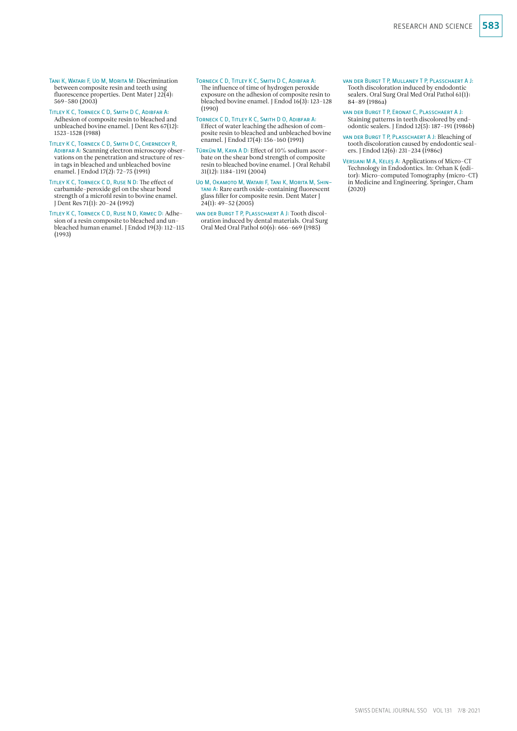Tani K, Watari F, Uo M, Morita M: Discrimination between composite resin and teeth using fluorescence properties. Dent Mater J 22(4): 569–580 (2003)

Titley K C, Torneck C D, Smith D C, Adibfar A: Adhesion of composite resin to bleached and unbleached bovine enamel. J Dent Res 67(12): 1523–1528 (1988)

Titley K C, Torneck C D, Smith D C, Chernecky R, Adibfar A: Scanning electron microscopy observations on the penetration and structure of resin tags in bleached and unbleached bovine enamel. J Endod 17(2): 72–75 (1991)

Titley K C, Torneck C D, Ruse N D: The effect of carbamide-peroxide gel on the shear bond strength of a microfil resin to bovine enamel. J Dent Res 71(1): 20–24 (1992)

Titley K C, Torneck C D, Ruse N D, Krmec D: Adhesion of a resin composite to bleached and unbleached human enamel. J Endod 19(3): 112–115 (1993)

Torneck C D, Titley K C, Smith D C, Adibfar A: The influence of time of hydrogen peroxide exposure on the adhesion of composite resin to bleached bovine enamel. J Endod 16(3): 123–128 (1990)

Torneck C D, Titley K C, Smith D O, Adibfar A: Effect of water leaching the adhesion of composite resin to bleached and unbleached bovine enamel. J Endod 17(4): 156–160 (1991)

Türkün M, Kaya A D: Effect of 10% sodium ascorbate on the shear bond strength of composite resin to bleached bovine enamel. J Oral Rehabil 31(12): 1184–1191 (2004)

Uo M, Okamoto M, Watari F, Tani K, Morita M, Shintani A: Rare earth oxide-containing fluorescent glass filler for composite resin. Dent Mater J 24(1): 49–52 (2005)

van der Burgt T P, Plasschaert A J: Tooth discoloration induced by dental materials. Oral Surg Oral Med Oral Pathol 60(6): 666–669 (1985)

van der Burgt T P, Mullaney T P, Plasschaert A J: Tooth discoloration induced by endodontic sealers. Oral Surg Oral Med Oral Pathol 61(1): 84–89 (1986a)

van der Burgt T P, Eronat C, Plasschaert A J: Staining patterns in teeth discolored by endodontic sealers. J Endod 12(5): 187–191 (1986b)

van der Burgt T P, Plasschaert A J: Bleaching of tooth discoloration caused by endodontic sealers. J Endod 12(6): 231–234 (1986c)

Versiani M A, Keleş A: Applications of Micro-CT Technology in Endodontics. In: Orhan K (editor): Micro-computed Tomography (micro-CT) in Medicine and Engineering. Springer, Cham (2020)